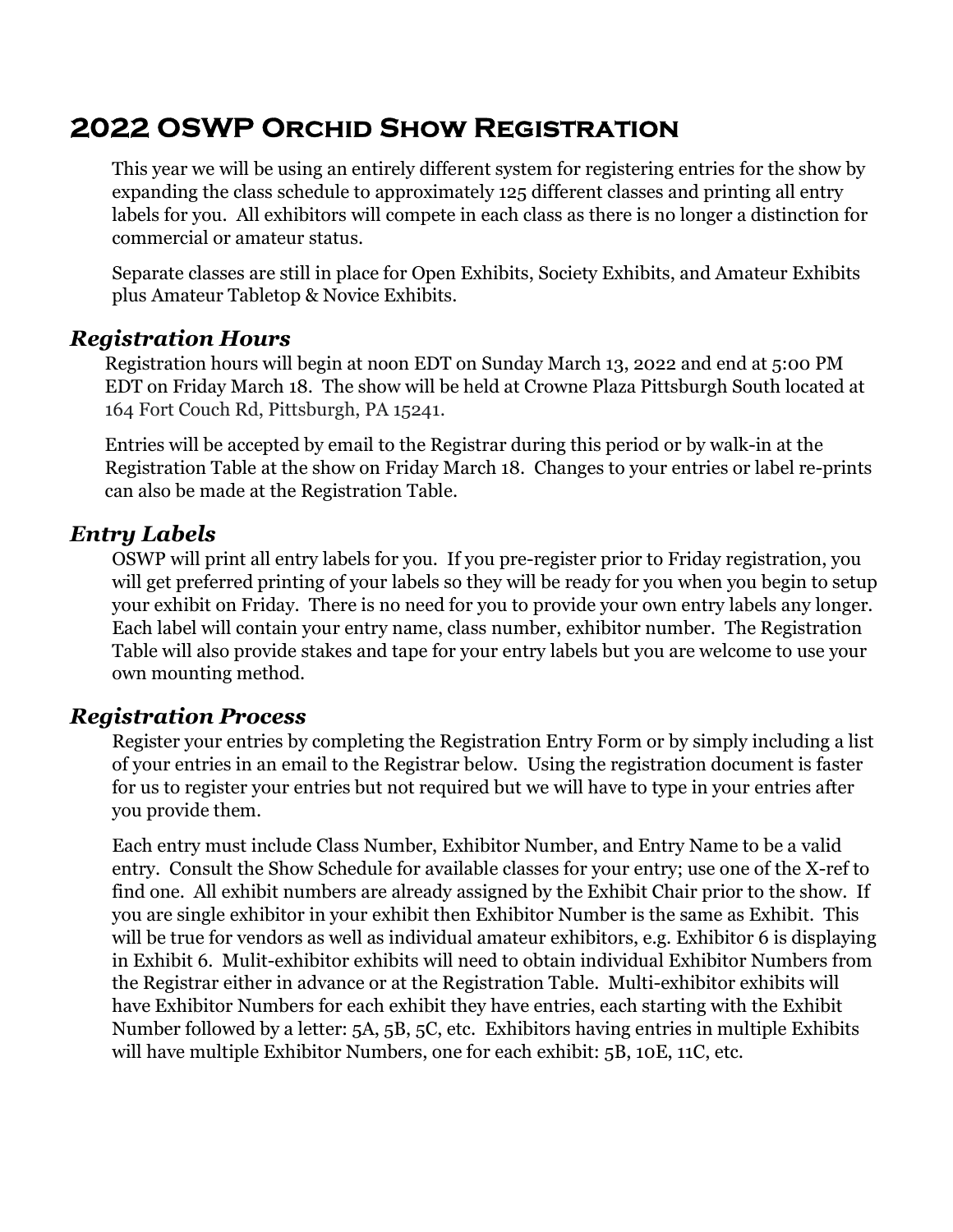# 2022 OSWP Orchid Show Registration

This year we will be using an entirely different system for registering entries for the show by expanding the class schedule to approximately 125 different classes and printing all entry labels for you. All exhibitors will compete in each class as there is no longer a distinction for commercial or amateur status.

Separate classes are still in place for Open Exhibits, Society Exhibits, and Amateur Exhibits plus Amateur Tabletop & Novice Exhibits.

## *Registration Hours*

Registration hours will begin at noon EDT on Sunday March 13, 2022 and end at 5:00 PM EDT on Friday March 18. The show will be held at Crowne Plaza Pittsburgh South located at 164 Fort Couch Rd, Pittsburgh, PA 15241.

Entries will be accepted by email to the Registrar during this period or by walk-in at the Registration Table at the show on Friday March 18. Changes to your entries or label re-prints can also be made at the Registration Table.

## *Entry Labels*

OSWP will print all entry labels for you. If you pre-register prior to Friday registration, you will get preferred printing of your labels so they will be ready for you when you begin to setup your exhibit on Friday. There is no need for you to provide your own entry labels any longer. Each label will contain your entry name, class number, exhibitor number. The Registration Table will also provide stakes and tape for your entry labels but you are welcome to use your own mounting method.

## *Registration Process*

Register your entries by completing the Registration Entry Form or by simply including a list of your entries in an email to the Registrar below. Using the registration document is faster for us to register your entries but not required but we will have to type in your entries after you provide them.

Each entry must include Class Number, Exhibitor Number, and Entry Name to be a valid entry. Consult the Show Schedule for available classes for your entry; use one of the X-ref to find one. All exhibit numbers are already assigned by the Exhibit Chair prior to the show. If you are single exhibitor in your exhibit then Exhibitor Number is the same as Exhibit. This will be true for vendors as well as individual amateur exhibitors, e.g. Exhibitor 6 is displaying in Exhibit 6. Mulit-exhibitor exhibits will need to obtain individual Exhibitor Numbers from the Registrar either in advance or at the Registration Table. Multi-exhibitor exhibits will have Exhibitor Numbers for each exhibit they have entries, each starting with the Exhibit Number followed by a letter: 5A, 5B, 5C, etc. Exhibitors having entries in multiple Exhibits will have multiple Exhibitor Numbers, one for each exhibit: 5B, 10E, 11C, etc.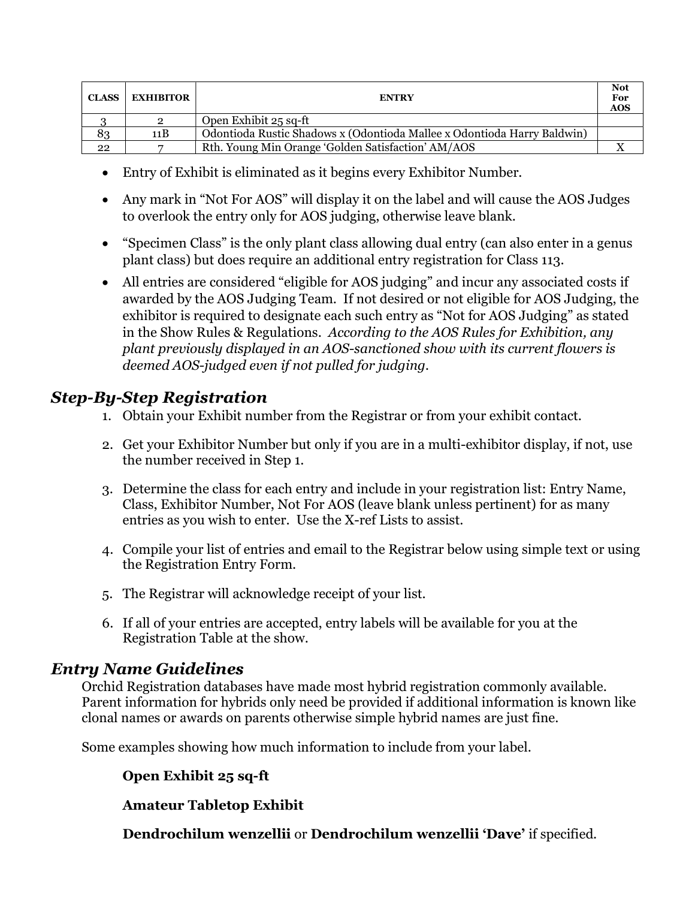| CLASS | EXHIBITOR | ENTRY | Not For AOS |
| --- | --- | --- | --- |
| 3 | 2 | Open Exhibit 25 sq-ft | |
| 83 | 11B | Odontioda Rustic Shadows x (Odontioda Mallee x Odontioda Harry Baldwin) | |
| 22 | 7 | Rth. Young Min Orange 'Golden Satisfaction' AM/AOS | X |

- Entry of Exhibit is eliminated as it begins every Exhibitor Number.
- Any mark in "Not For AOS" will display it on the label and will cause the AOS Judges to overlook the entry only for AOS judging, otherwise leave blank.
- "Specimen Class" is the only plant class allowing dual entry (can also enter in a genus plant class) but does require an additional entry registration for Class 113.
- All entries are considered "eligible for AOS judging" and incur any associated costs if awarded by the AOS Judging Team. If not desired or not eligible for AOS Judging, the exhibitor is required to designate each such entry as "Not for AOS Judging" as stated in the Show Rules & Regulations. *According to the AOS Rules for Exhibition, any plant previously displayed in an AOS-sanctioned show with its current flowers is deemed AOS-judged even if not pulled for judging.*

## *Step-By-Step Registration*

1. Obtain your Exhibit number from the Registrar or from your exhibit contact.
2. Get your Exhibitor Number but only if you are in a multi-exhibitor display, if not, use the number received in Step 1.
3. Determine the class for each entry and include in your registration list: Entry Name, Class, Exhibitor Number, Not For AOS (leave blank unless pertinent) for as many entries as you wish to enter. Use the X-ref Lists to assist.
4. Compile your list of entries and email to the Registrar below using simple text or using the Registration Entry Form.
5. The Registrar will acknowledge receipt of your list.
6. If all of your entries are accepted, entry labels will be available for you at the Registration Table at the show.

## *Entry Name Guidelines*

Orchid Registration databases have made most hybrid registration commonly available. Parent information for hybrids only need be provided if additional information is known like clonal names or awards on parents otherwise simple hybrid names are just fine.

Some examples showing how much information to include from your label.

**Open Exhibit 25 sq-ft**

**Amateur Tabletop Exhibit**

**Dendrochilum wenzellii** or **Dendrochilum wenzellii 'Dave'** if specified.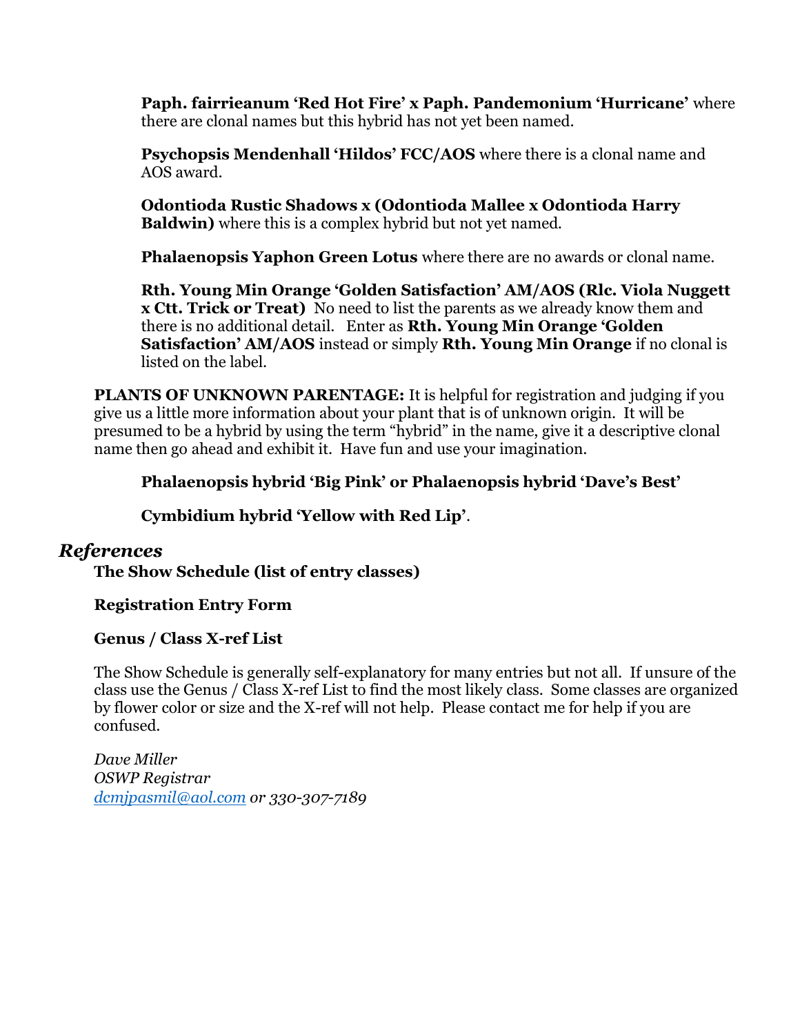**Paph. fairrieanum 'Red Hot Fire' x Paph. Pandemonium 'Hurricane'** where there are clonal names but this hybrid has not yet been named.

**Psychopsis Mendenhall 'Hildos' FCC/AOS** where there is a clonal name and AOS award.

**Odontioda Rustic Shadows x (Odontioda Mallee x Odontioda Harry Baldwin)** where this is a complex hybrid but not yet named.

**Phalaenopsis Yaphon Green Lotus** where there are no awards or clonal name.

**Rth. Young Min Orange 'Golden Satisfaction' AM/AOS (Rlc. Viola Nuggett x Ctt. Trick or Treat)** No need to list the parents as we already know them and there is no additional detail. Enter as **Rth. Young Min Orange 'Golden Satisfaction' AM/AOS** instead or simply **Rth. Young Min Orange** if no clonal is listed on the label.

**PLANTS OF UNKNOWN PARENTAGE:** It is helpful for registration and judging if you give us a little more information about your plant that is of unknown origin. It will be presumed to be a hybrid by using the term "hybrid" in the name, give it a descriptive clonal name then go ahead and exhibit it. Have fun and use your imagination.

**Phalaenopsis hybrid 'Big Pink' or Phalaenopsis hybrid 'Dave's Best'**

**Cymbidium hybrid 'Yellow with Red Lip'**.

## *References*

**The Show Schedule (list of entry classes)**

**Registration Entry Form**

**Genus / Class X-ref List**

The Show Schedule is generally self-explanatory for many entries but not all. If unsure of the class use the Genus / Class X-ref List to find the most likely class. Some classes are organized by flower color or size and the X-ref will not help. Please contact me for help if you are confused.

*Dave Miller*
*OSWP Registrar*
*dcmjpasmil@aol.com or 330-307-7189*